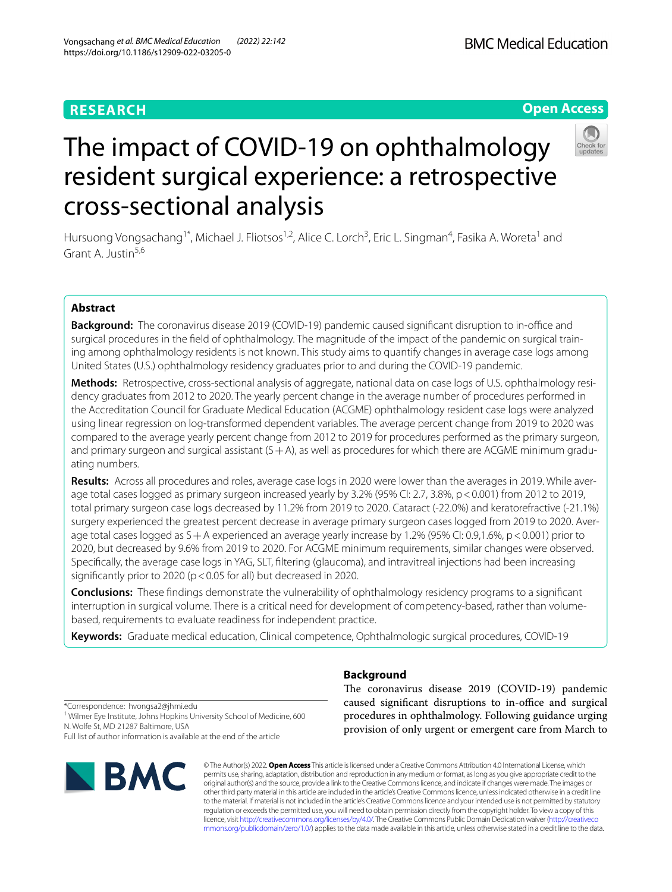RESEARCH

Open Access

# The impact of COVID-19 on ophthalmology resident surgical experience: a retrospective cross-sectional analysis

Hursuong Vongsachang[1*], Michael J. Fliotsos[1,2], Alice C. Lorch[3], Eric L. Singman[4], Fasika A. Woreta[1] and Grant A. Justin[5,6]

## Abstract

**Background:** The coronavirus disease 2019 (COVID-19) pandemic caused significant disruption to in-office and surgical procedures in the field of ophthalmology. The magnitude of the impact of the pandemic on surgical training among ophthalmology residents is not known. This study aims to quantify changes in average case logs among United States (U.S.) ophthalmology residency graduates prior to and during the COVID-19 pandemic.

**Methods:** Retrospective, cross-sectional analysis of aggregate, national data on case logs of U.S. ophthalmology residency graduates from 2012 to 2020. The yearly percent change in the average number of procedures performed in the Accreditation Council for Graduate Medical Education (ACGME) ophthalmology resident case logs were analyzed using linear regression on log-transformed dependent variables. The average percent change from 2019 to 2020 was compared to the average yearly percent change from 2012 to 2019 for procedures performed as the primary surgeon, and primary surgeon and surgical assistant (S + A), as well as procedures for which there are ACGME minimum graduating numbers.

**Results:** Across all procedures and roles, average case logs in 2020 were lower than the averages in 2019. While average total cases logged as primary surgeon increased yearly by 3.2% (95% CI: 2.7, 3.8%, $p < 0.001$) from 2012 to 2019, total primary surgeon case logs decreased by 11.2% from 2019 to 2020. Cataract (-22.0%) and keratorefractive (-21.1%) surgery experienced the greatest percent decrease in average primary surgeon cases logged from 2019 to 2020. Average total cases logged as S + A experienced an average yearly increase by 1.2% (95% CI: 0.9,1.6%, $p < 0.001$) prior to 2020, but decreased by 9.6% from 2019 to 2020. For ACGME minimum requirements, similar changes were observed. Specifically, the average case logs in YAG, SLT, filtering (glaucoma), and intravitreal injections had been increasing significantly prior to 2020 ($p < 0.05$ for all) but decreased in 2020.

**Conclusions:** These findings demonstrate the vulnerability of ophthalmology residency programs to a significant interruption in surgical volume. There is a critical need for development of competency-based, rather than volume-based, requirements to evaluate readiness for independent practice.

**Keywords:** Graduate medical education, Clinical competence, Ophthalmologic surgical procedures, COVID-19

## Background

The coronavirus disease 2019 (COVID-19) pandemic caused significant disruptions to in-office and surgical procedures in ophthalmology. Following guidance urging provision of only urgent or emergent care from March to

*Correspondence: hvongsa2@jhmi.edu

[1] Wilmer Eye Institute, Johns Hopkins University School of Medicine, 600 N. Wolfe St, MD 21287 Baltimore, USA

Full list of author information is available at the end of the article

© The Author(s) 2022. **Open Access** This article is licensed under a Creative Commons Attribution 4.0 International License, which permits use, sharing, adaptation, distribution and reproduction in any medium or format, as long as you give appropriate credit to the original author(s) and the source, provide a link to the Creative Commons licence, and indicate if changes were made. The images or other third party material in this article are included in the article's Creative Commons licence, unless indicated otherwise in a credit line to the material. If material is not included in the article's Creative Commons licence and your intended use is not permitted by statutory regulation or exceeds the permitted use, you will need to obtain permission directly from the copyright holder. To view a copy of this licence, visit http://creativecommons.org/licenses/by/4.0/. The Creative Commons Public Domain Dedication waiver (http://creativecommons.org/publicdomain/zero/1.0/) applies to the data made available in this article, unless otherwise stated in a credit line to the data.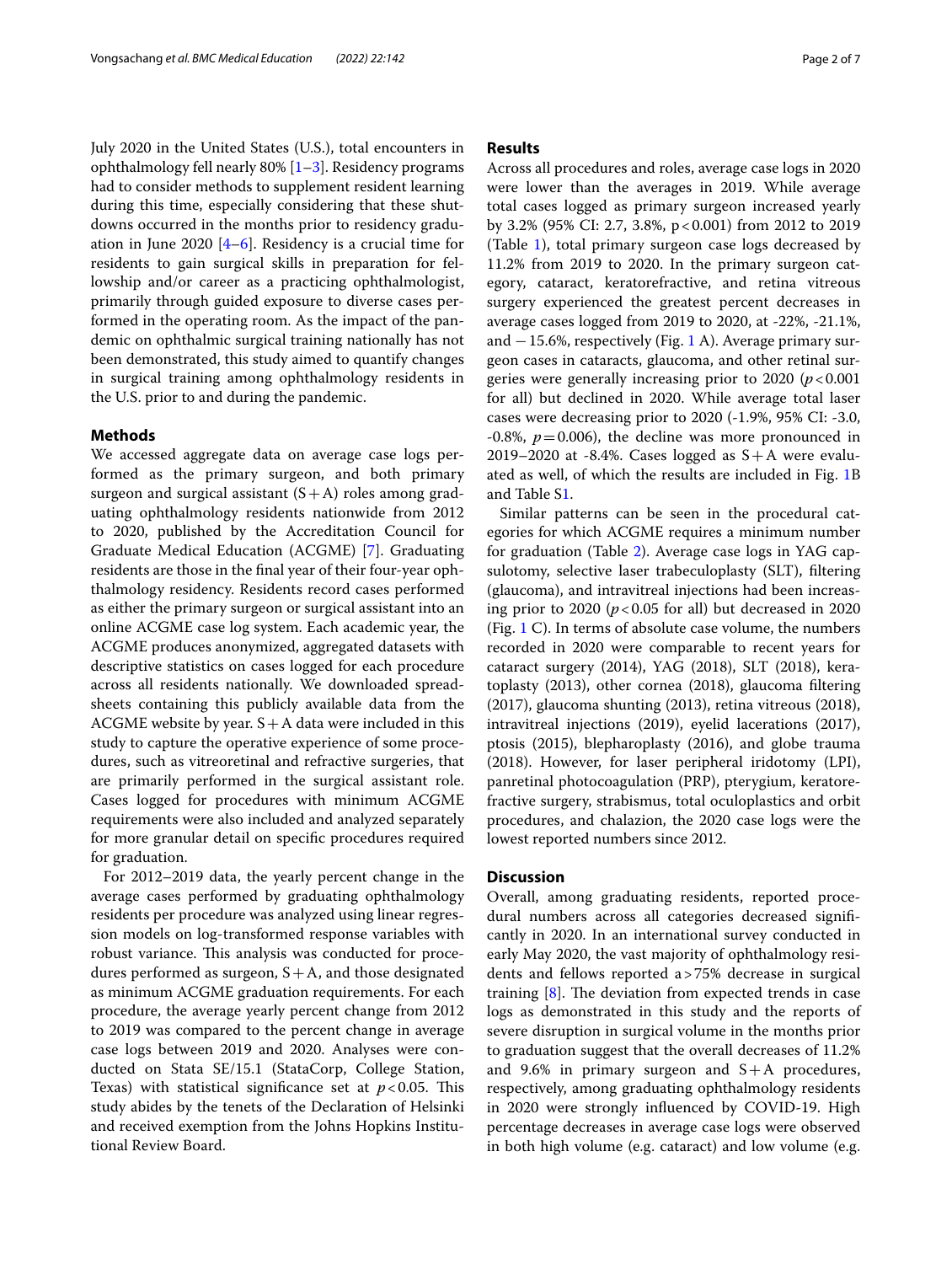July 2020 in the United States (U.S.), total encounters in ophthalmology fell nearly 80% [1–3]. Residency programs had to consider methods to supplement resident learning during this time, especially considering that these shutdowns occurred in the months prior to residency graduation in June 2020 [4–6]. Residency is a crucial time for residents to gain surgical skills in preparation for fellowship and/or career as a practicing ophthalmologist, primarily through guided exposure to diverse cases performed in the operating room. As the impact of the pandemic on ophthalmic surgical training nationally has not been demonstrated, this study aimed to quantify changes in surgical training among ophthalmology residents in the U.S. prior to and during the pandemic.

## Methods

We accessed aggregate data on average case logs performed as the primary surgeon, and both primary surgeon and surgical assistant (S + A) roles among graduating ophthalmology residents nationwide from 2012 to 2020, published by the Accreditation Council for Graduate Medical Education (ACGME) [7]. Graduating residents are those in the final year of their four-year ophthalmology residency. Residents record cases performed as either the primary surgeon or surgical assistant into an online ACGME case log system. Each academic year, the ACGME produces anonymized, aggregated datasets with descriptive statistics on cases logged for each procedure across all residents nationally. We downloaded spreadsheets containing this publicly available data from the ACGME website by year. S + A data were included in this study to capture the operative experience of some procedures, such as vitreoretinal and refractive surgeries, that are primarily performed in the surgical assistant role. Cases logged for procedures with minimum ACGME requirements were also included and analyzed separately for more granular detail on specific procedures required for graduation.

For 2012–2019 data, the yearly percent change in the average cases performed by graduating ophthalmology residents per procedure was analyzed using linear regression models on log-transformed response variables with robust variance. This analysis was conducted for procedures performed as surgeon, S + A, and those designated as minimum ACGME graduation requirements. For each procedure, the average yearly percent change from 2012 to 2019 was compared to the percent change in average case logs between 2019 and 2020. Analyses were conducted on Stata SE/15.1 (StataCorp, College Station, Texas) with statistical significance set at $p < 0.05$. This study abides by the tenets of the Declaration of Helsinki and received exemption from the Johns Hopkins Institutional Review Board.

## Results

Across all procedures and roles, average case logs in 2020 were lower than the averages in 2019. While average total cases logged as primary surgeon increased yearly by 3.2% (95% CI: 2.7, 3.8%, $p < 0.001$) from 2012 to 2019 (Table 1), total primary surgeon case logs decreased by 11.2% from 2019 to 2020. In the primary surgeon category, cataract, keratorefractive, and retina vitreous surgery experienced the greatest percent decreases in average cases logged from 2019 to 2020, at -22%, -21.1%, and −15.6%, respectively (Fig. 1 A). Average primary surgeon cases in cataracts, glaucoma, and other retinal surgeries were generally increasing prior to 2020 ($p < 0.001$ for all) but declined in 2020. While average total laser cases were decreasing prior to 2020 (-1.9%, 95% CI: -3.0, -0.8%, $p = 0.006$), the decline was more pronounced in 2019–2020 at -8.4%. Cases logged as S + A were evaluated as well, of which the results are included in Fig. 1B and Table S1.

Similar patterns can be seen in the procedural categories for which ACGME requires a minimum number for graduation (Table 2). Average case logs in YAG capsulotomy, selective laser trabeculoplasty (SLT), filtering (glaucoma), and intravitreal injections had been increasing prior to 2020 ($p < 0.05$ for all) but decreased in 2020 (Fig. 1 C). In terms of absolute case volume, the numbers recorded in 2020 were comparable to recent years for cataract surgery (2014), YAG (2018), SLT (2018), keratoplasty (2013), other cornea (2018), glaucoma filtering (2017), glaucoma shunting (2013), retina vitreous (2018), intravitreal injections (2019), eyelid lacerations (2017), ptosis (2015), blepharoplasty (2016), and globe trauma (2018). However, for laser peripheral iridotomy (LPI), panretinal photocoagulation (PRP), pterygium, keratorefractive surgery, strabismus, total oculoplastics and orbit procedures, and chalazion, the 2020 case logs were the lowest reported numbers since 2012.

## Discussion

Overall, among graduating residents, reported procedural numbers across all categories decreased significantly in 2020. In an international survey conducted in early May 2020, the vast majority of ophthalmology residents and fellows reported a > 75% decrease in surgical training [8]. The deviation from expected trends in case logs as demonstrated in this study and the reports of severe disruption in surgical volume in the months prior to graduation suggest that the overall decreases of 11.2% and 9.6% in primary surgeon and S + A procedures, respectively, among graduating ophthalmology residents in 2020 were strongly influenced by COVID-19. High percentage decreases in average case logs were observed in both high volume (e.g. cataract) and low volume (e.g.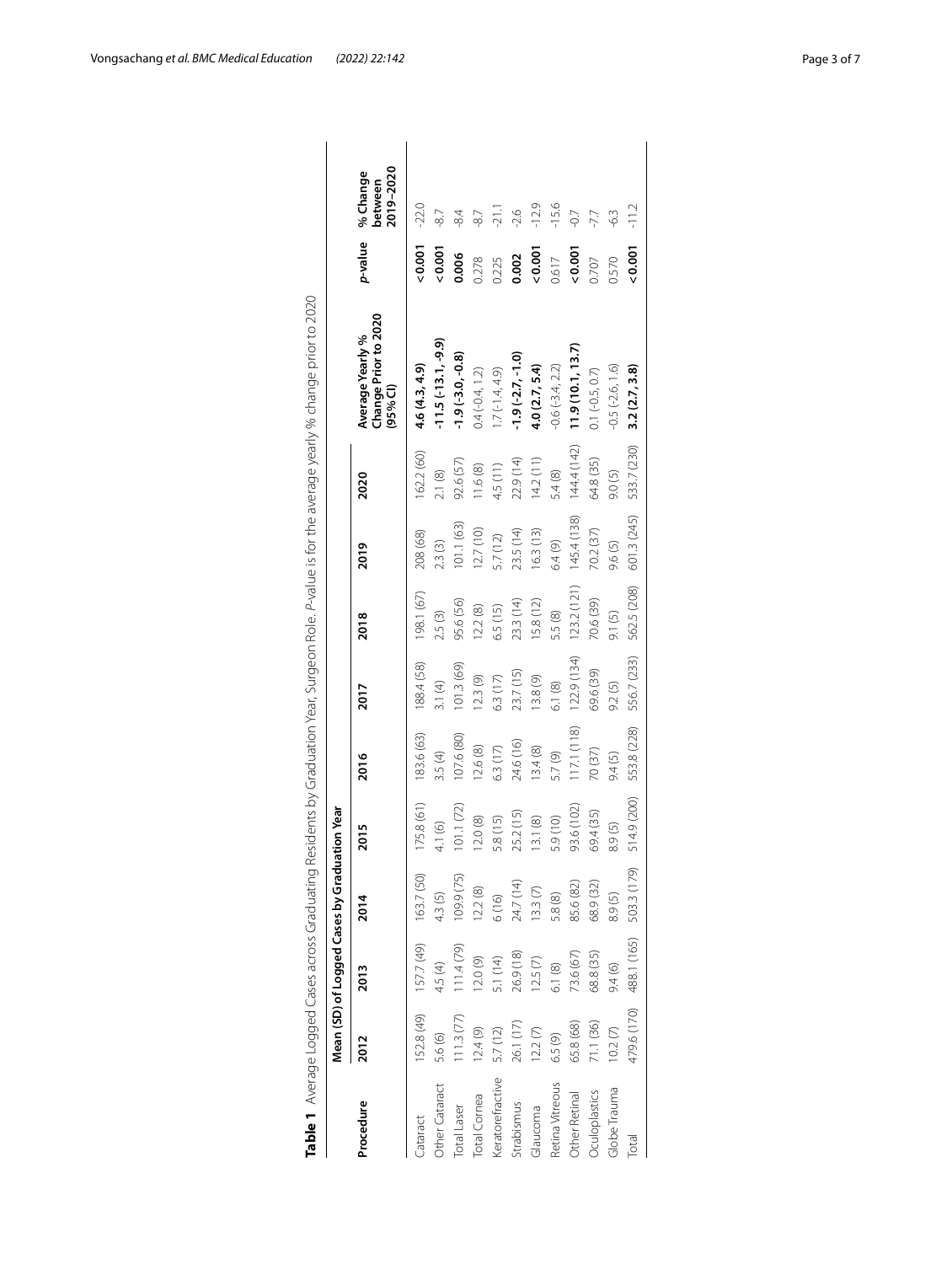**Table 1** Average Logged Cases across Graduating Residents by Graduation Year, Surgeon Role. *P*-value is for the average yearly % change prior to 2020

| Procedure | Mean (SD) of Logged Cases by Graduation Year | | | | | | | | | Average Yearly % Change Prior to 2020 (95% CI) | *p*-value | % Change between 2019–2020 |
|---|---|---|---|---|---|---|---|---|---|---|---|---|
| | 2012 | 2013 | 2014 | 2015 | 2016 | 2017 | 2018 | 2019 | 2020 | | | |
| Cataract | 152.8 (49) | 157.7 (49) | 163.7 (50) | 175.8 (61) | 183.6 (63) | 188.4 (58) | 198.1 (67) | 208 (68) | 162.2 (60) | **4.6 (4.3, 4.9)** | **< 0.001** | -22.0 |
| Other Cataract | 5.6 (6) | 4.5 (4) | 4.3 (5) | 4.1 (6) | 3.5 (4) | 3.1 (4) | 2.5 (3) | 2.3 (3) | 2.1 (8) | **-11.5 (-13.1, -9.9)** | **< 0.001** | -8.7 |
| Total Laser | 111.3 (77) | 111.4 (79) | 109.9 (75) | 101.1 (72) | 107.6 (80) | 101.3 (69) | 95.6 (56) | 101.1 (63) | 92.6 (57) | **-1.9 (-3.0, -0.8)** | **0.006** | -8.4 |
| Total Cornea | 12.4 (9) | 12.0 (9) | 12.2 (8) | 12.0 (8) | 12.6 (8) | 12.3 (9) | 12.2 (8) | 12.7 (10) | 11.6 (8) | 0.4 (-0.4, 1.2) | 0.278 | -8.7 |
| Keratorefractive | 5.7 (12) | 5.1 (14) | 6 (16) | 5.8 (15) | 6.3 (17) | 6.3 (17) | 6.5 (15) | 5.7 (12) | 4.5 (11) | 1.7 (-1.4, 4.9) | 0.225 | -21.1 |
| Strabismus | 26.1 (17) | 26.9 (18) | 24.7 (14) | 25.2 (15) | 24.6 (16) | 23.7 (15) | 23.3 (14) | 23.5 (14) | 22.9 (14) | **-1.9 (-2.7, -1.0)** | **0.002** | -2.6 |
| Glaucoma | 12.2 (7) | 12.5 (7) | 13.3 (7) | 13.1 (8) | 13.4 (8) | 13.8 (9) | 15.8 (12) | 16.3 (13) | 14.2 (11) | **4.0 (2.7, 5.4)** | **< 0.001** | -12.9 |
| Retina Vitreous | 6.5 (9) | 6.1 (8) | 5.8 (8) | 5.9 (10) | 5.7 (9) | 6.1 (8) | 5.5 (8) | 6.4 (9) | 5.4 (8) | -0.6 (-3.4, 2.2) | 0.617 | -15.6 |
| Other Retinal | 65.8 (68) | 73.6 (67) | 85.6 (82) | 93.6 (102) | 117.1 (118) | 122.9 (134) | 123.2 (121) | 145.4 (138) | 144.4 (142) | **11.9 (10.1, 13.7)** | **< 0.001** | -0.7 |
| Oculoplastics | 71.1 (36) | 68.8 (35) | 68.9 (32) | 69.4 (35) | 70 (37) | 69.6 (39) | 70.6 (39) | 70.2 (37) | 64.8 (35) | 0.1 (-0.5, 0.7) | 0.707 | -7.7 |
| Globe Trauma | 10.2 (7) | 9.4 (6) | 8.9 (5) | 8.9 (5) | 9.4 (5) | 9.2 (5) | 9.1 (5) | 9.6 (5) | 9.0 (5) | -0.5 (-2.6, 1.6) | 0.570 | -6.3 |
| Total | 479.6 (170) | 488.1 (165) | 503.3 (179) | 514.9 (200) | 553.8 (228) | 556.7 (233) | 562.5 (208) | 601.3 (245) | 533.7 (230) | **3.2 (2.7, 3.8)** | **< 0.001** | -11.2 |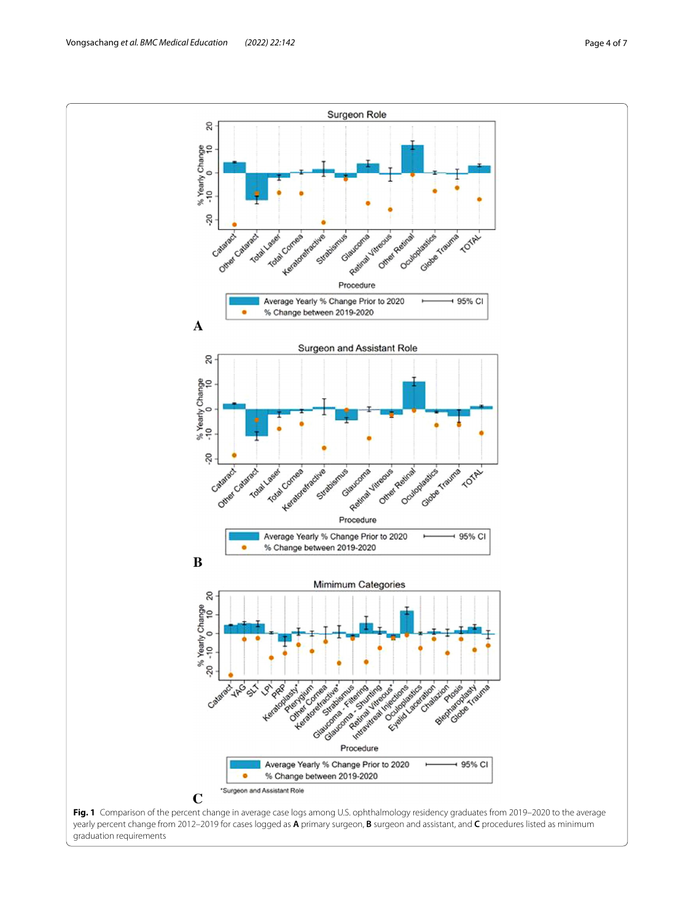**Fig. 1** Comparison of the percent change in average case logs among U.S. ophthalmology residency graduates from 2019–2020 to the average yearly percent change from 2012–2019 for cases logged as **A** primary surgeon, **B** surgeon and assistant, and **C** procedures listed as minimum graduation requirements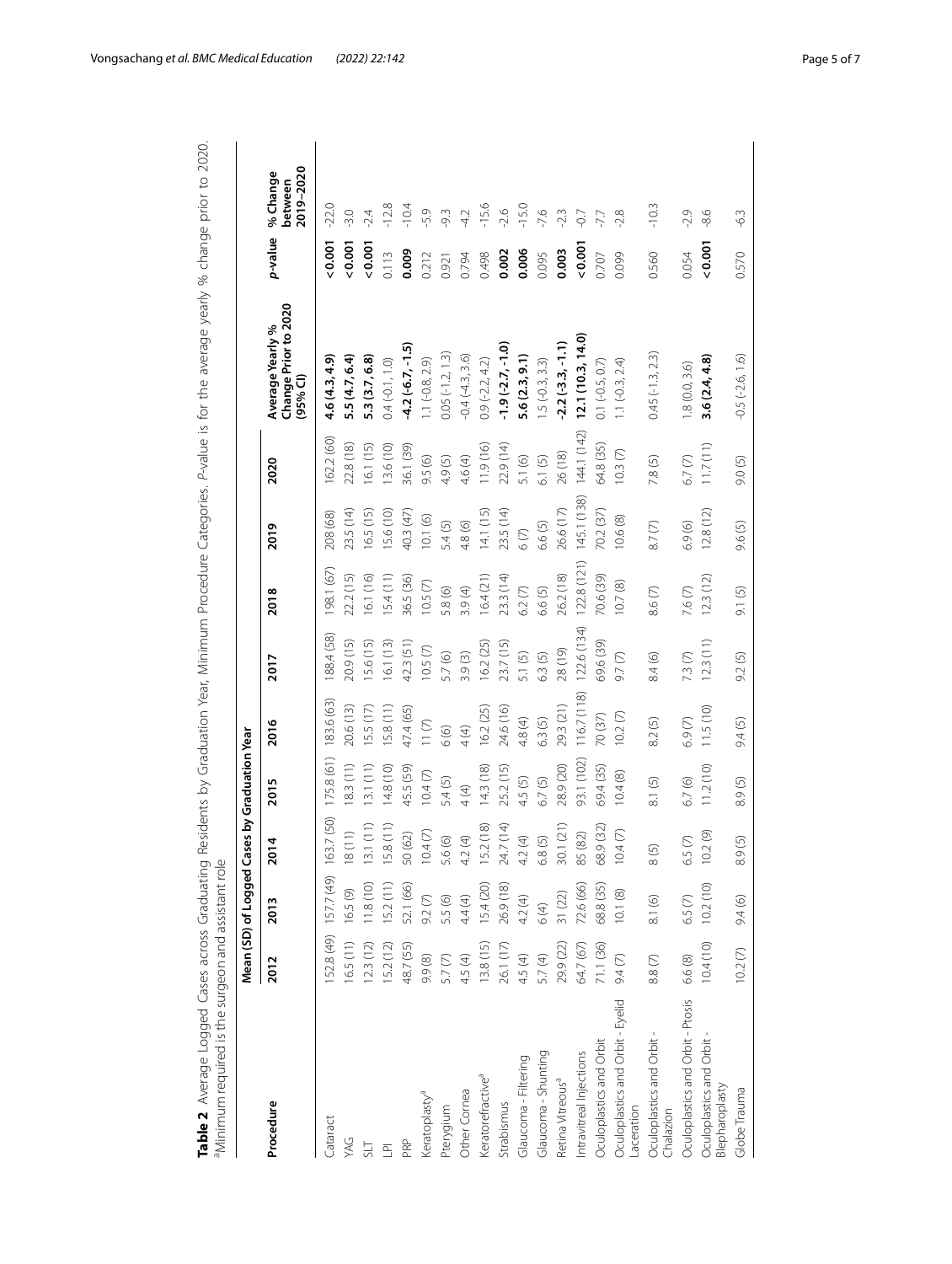**Table 2** Average Logged Cases across Graduating Residents by Graduation Year, Minimum Procedure Categories. *P*-value is for the average yearly % change prior to 2020. [a]Minimum required is the surgeon and assistant role

| Procedure | Mean (SD) of Logged Cases by Graduation Year | | | | | | | | | Average Yearly % Change Prior to 2020 (95% CI) | *p*-value | % Change between 2019–2020 |
|---|---|---|---|---|---|---|---|---|---|---|---|---|
| | 2012 | 2013 | 2014 | 2015 | 2016 | 2017 | 2018 | 2019 | 2020 | | | |
| Cataract | 152.8 (49) | 157.7 (49) | 163.7 (50) | 175.8 (61) | 183.6 (63) | 188.4 (58) | 198.1 (67) | 208 (68) | 162.2 (60) | **4.6 (4.3, 4.9)** | **< 0.001** | -22.0 |
| YAG | 16.5 (11) | 16.5 (9) | 18 (11) | 18.3 (11) | 20.6 (13) | 20.9 (15) | 22.2 (15) | 23.5 (14) | 22.8 (18) | **5.5 (4.7, 6.4)** | **< 0.001** | -3.0 |
| SLT | 12.3 (12) | 11.8 (10) | 13.1 (11) | 13.1 (11) | 15.5 (17) | 15.6 (15) | 16.1 (16) | 16.5 (15) | 16.1 (15) | **5.3 (3.7, 6.8)** | **< 0.001** | -2.4 |
| LPI | 15.2 (12) | 15.2 (11) | 15.8 (11) | 14.8 (10) | 15.8 (11) | 16.1 (13) | 15.4 (11) | 15.6 (10) | 13.6 (10) | 0.4 (-0.1, 1.0) | 0.113 | -12.8 |
| PRP | 48.7 (55) | 52.1 (66) | 50 (62) | 45.5 (59) | 47.4 (65) | 42.3 (51) | 36.5 (36) | 40.3 (47) | 36.1 (39) | **-4.2 (-6.7, -1.5)** | **0.009** | -10.4 |
| Keratoplasty[a] | 9.9 (8) | 9.2 (7) | 10.4 (7) | 10.4 (7) | 11 (7) | 10.5 (7) | 10.5 (7) | 10.1 (6) | 9.5 (6) | 1.1 (-0.8, 2.9) | 0.212 | -5.9 |
| Pterygium | 5.7 (7) | 5.5 (6) | 5.6 (6) | 5.4 (5) | 6 (6) | 5.7 (6) | 5.8 (6) | 5.4 (5) | 4.9 (5) | 0.05 (-1.2, 1.3) | 0.921 | -9.3 |
| Other Cornea | 4.5 (4) | 4.4 (4) | 4.2 (4) | 4 (4) | 4 (4) | 3.9 (3) | 3.9 (4) | 4.8 (6) | 4.6 (4) | -0.4 (-4.3, 3.6) | 0.794 | -4.2 |
| Keratorefractive[a] | 13.8 (15) | 15.4 (20) | 15.2 (18) | 14.3 (18) | 16.2 (25) | 16.2 (25) | 16.4 (21) | 14.1 (15) | 11.9 (16) | 0.9 (-2.2, 4.2) | 0.498 | -15.6 |
| Strabismus | 26.1 (17) | 26.9 (18) | 24.7 (14) | 25.2 (15) | 24.6 (16) | 23.7 (15) | 23.3 (14) | 23.5 (14) | 22.9 (14) | **-1.9 (-2.7, -1.0)** | **0.002** | -2.6 |
| Glaucoma - Filtering | 4.5 (4) | 4.2 (4) | 4.2 (4) | 4.5 (5) | 4.8 (4) | 5.1 (5) | 6.2 (7) | 6 (7) | 5.1 (6) | **5.6 (2.3, 9.1)** | **0.006** | -15.0 |
| Glaucoma - Shunting | 5.7 (4) | 6 (4) | 6.8 (5) | 6.7 (5) | 6.3 (5) | 6.3 (5) | 6.6 (5) | 6.6 (5) | 6.1 (5) | 1.5 (-0.3, 3.3) | 0.095 | -7.6 |
| Retina Vitreous[a] | 29.9 (22) | 31 (22) | 30.1 (21) | 28.9 (20) | 29.3 (21) | 28 (19) | 26.2 (18) | 26.6 (17) | 26 (18) | **-2.2 (-3.3, -1.1)** | **0.003** | -2.3 |
| Intravitreal Injections | 64.7 (67) | 72.6 (66) | 85 (82) | 93.1 (102) | 116.7 (118) | 122.6 (134) | 122.8 (121) | 145.1 (138) | 144.1 (142) | **12.1 (10.3, 14.0)** | **< 0.001** | -0.7 |
| Oculoplastics and Orbit | 71.1 (36) | 68.8 (35) | 68.9 (32) | 69.4 (35) | 70 (37) | 69.6 (39) | 70.6 (39) | 70.2 (37) | 64.8 (35) | 0.1 (-0.5, 0.7) | 0.707 | -7.7 |
| Oculoplastics and Orbit - Eyelid Laceration | 9.4 (7) | 10.1 (8) | 10.4 (7) | 10.4 (8) | 10.2 (7) | 9.7 (7) | 10.7 (8) | 10.6 (8) | 10.3 (7) | 1.1 (-0.3, 2.4) | 0.099 | -2.8 |
| Oculoplastics and Orbit - Chalazion | 8.8 (7) | 8.1 (6) | 8 (5) | 8.1 (5) | 8.2 (5) | 8.4 (6) | 8.6 (7) | 8.7 (7) | 7.8 (5) | 0.45 (-1.3, 2.3) | 0.560 | -10.3 |
| Oculoplastics and Orbit - Ptosis | 6.6 (8) | 6.5 (7) | 6.5 (7) | 6.7 (6) | 6.9 (7) | 7.3 (7) | 7.6 (7) | 6.9 (6) | 6.7 (7) | 1.8 (0.0, 3.6) | 0.054 | -2.9 |
| Oculoplastics and Orbit - Blepharoplasty | 10.4 (10) | 10.2 (10) | 10.2 (9) | 11.2 (10) | 11.5 (10) | 12.3 (11) | 12.3 (12) | 12.8 (12) | 11.7 (11) | **3.6 (2.4, 4.8)** | **< 0.001** | -8.6 |
| Globe Trauma | 10.2 (7) | 9.4 (6) | 8.9 (5) | 8.9 (5) | 9.4 (5) | 9.2 (5) | 9.1 (5) | 9.6 (5) | 9.0 (5) | -0.5 (-2.6, 1.6) | 0.570 | -6.3 |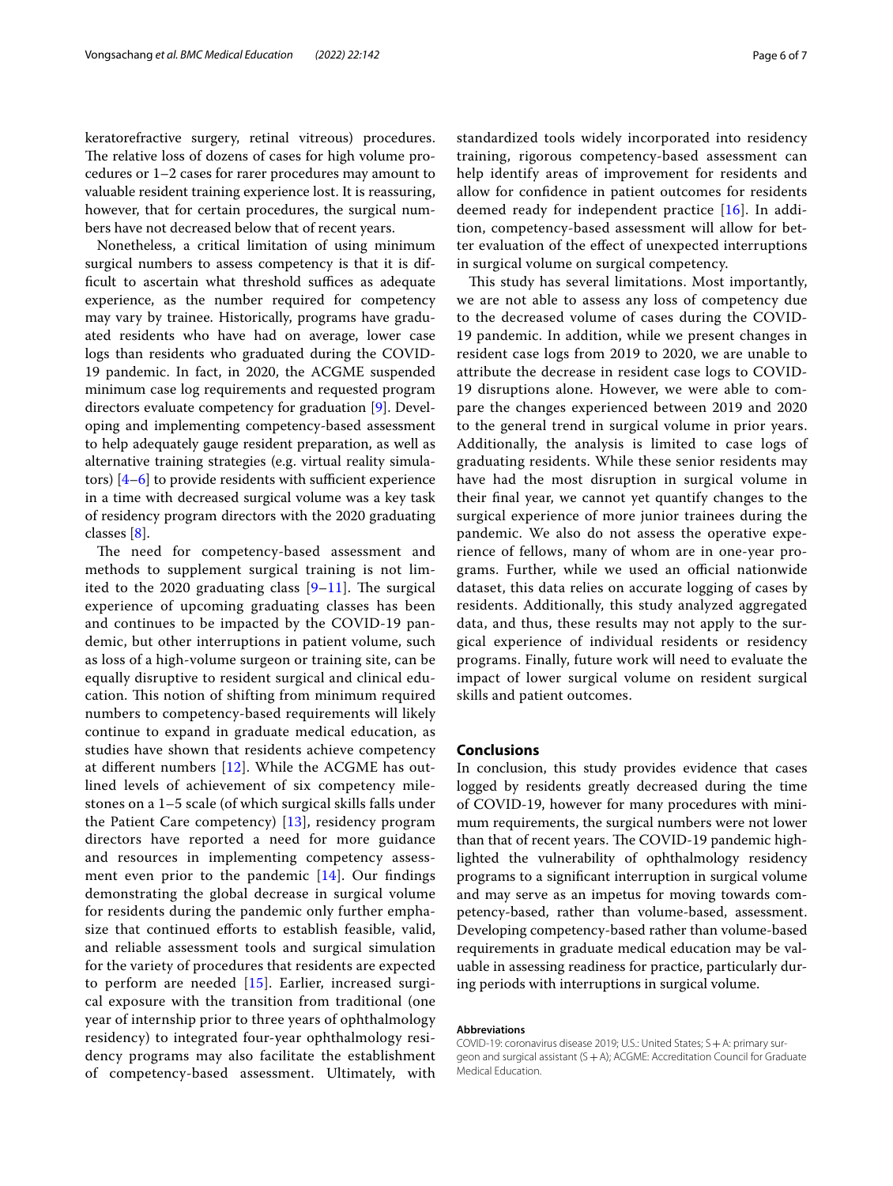keratorefractive surgery, retinal vitreous) procedures. The relative loss of dozens of cases for high volume procedures or 1–2 cases for rarer procedures may amount to valuable resident training experience lost. It is reassuring, however, that for certain procedures, the surgical numbers have not decreased below that of recent years.

Nonetheless, a critical limitation of using minimum surgical numbers to assess competency is that it is difficult to ascertain what threshold suffices as adequate experience, as the number required for competency may vary by trainee. Historically, programs have graduated residents who have had on average, lower case logs than residents who graduated during the COVID-19 pandemic. In fact, in 2020, the ACGME suspended minimum case log requirements and requested program directors evaluate competency for graduation [9]. Developing and implementing competency-based assessment to help adequately gauge resident preparation, as well as alternative training strategies (e.g. virtual reality simulators) [4–6] to provide residents with sufficient experience in a time with decreased surgical volume was a key task of residency program directors with the 2020 graduating classes [8].

The need for competency-based assessment and methods to supplement surgical training is not limited to the 2020 graduating class [9–11]. The surgical experience of upcoming graduating classes has been and continues to be impacted by the COVID-19 pandemic, but other interruptions in patient volume, such as loss of a high-volume surgeon or training site, can be equally disruptive to resident surgical and clinical education. This notion of shifting from minimum required numbers to competency-based requirements will likely continue to expand in graduate medical education, as studies have shown that residents achieve competency at different numbers [12]. While the ACGME has outlined levels of achievement of six competency milestones on a 1–5 scale (of which surgical skills falls under the Patient Care competency) [13], residency program directors have reported a need for more guidance and resources in implementing competency assessment even prior to the pandemic [14]. Our findings demonstrating the global decrease in surgical volume for residents during the pandemic only further emphasize that continued efforts to establish feasible, valid, and reliable assessment tools and surgical simulation for the variety of procedures that residents are expected to perform are needed [15]. Earlier, increased surgical exposure with the transition from traditional (one year of internship prior to three years of ophthalmology residency) to integrated four-year ophthalmology residency programs may also facilitate the establishment of competency-based assessment. Ultimately, with standardized tools widely incorporated into residency training, rigorous competency-based assessment can help identify areas of improvement for residents and allow for confidence in patient outcomes for residents deemed ready for independent practice [16]. In addition, competency-based assessment will allow for better evaluation of the effect of unexpected interruptions in surgical volume on surgical competency.

This study has several limitations. Most importantly, we are not able to assess any loss of competency due to the decreased volume of cases during the COVID-19 pandemic. In addition, while we present changes in resident case logs from 2019 to 2020, we are unable to attribute the decrease in resident case logs to COVID-19 disruptions alone. However, we were able to compare the changes experienced between 2019 and 2020 to the general trend in surgical volume in prior years. Additionally, the analysis is limited to case logs of graduating residents. While these senior residents may have had the most disruption in surgical volume in their final year, we cannot yet quantify changes to the surgical experience of more junior trainees during the pandemic. We also do not assess the operative experience of fellows, many of whom are in one-year programs. Further, while we used an official nationwide dataset, this data relies on accurate logging of cases by residents. Additionally, this study analyzed aggregated data, and thus, these results may not apply to the surgical experience of individual residents or residency programs. Finally, future work will need to evaluate the impact of lower surgical volume on resident surgical skills and patient outcomes.

## Conclusions

In conclusion, this study provides evidence that cases logged by residents greatly decreased during the time of COVID-19, however for many procedures with minimum requirements, the surgical numbers were not lower than that of recent years. The COVID-19 pandemic highlighted the vulnerability of ophthalmology residency programs to a significant interruption in surgical volume and may serve as an impetus for moving towards competency-based, rather than volume-based, assessment. Developing competency-based rather than volume-based requirements in graduate medical education may be valuable in assessing readiness for practice, particularly during periods with interruptions in surgical volume.

**Abbreviations**

COVID-19: coronavirus disease 2019; U.S.: United States; S+A: primary surgeon and surgical assistant (S+A); ACGME: Accreditation Council for Graduate Medical Education.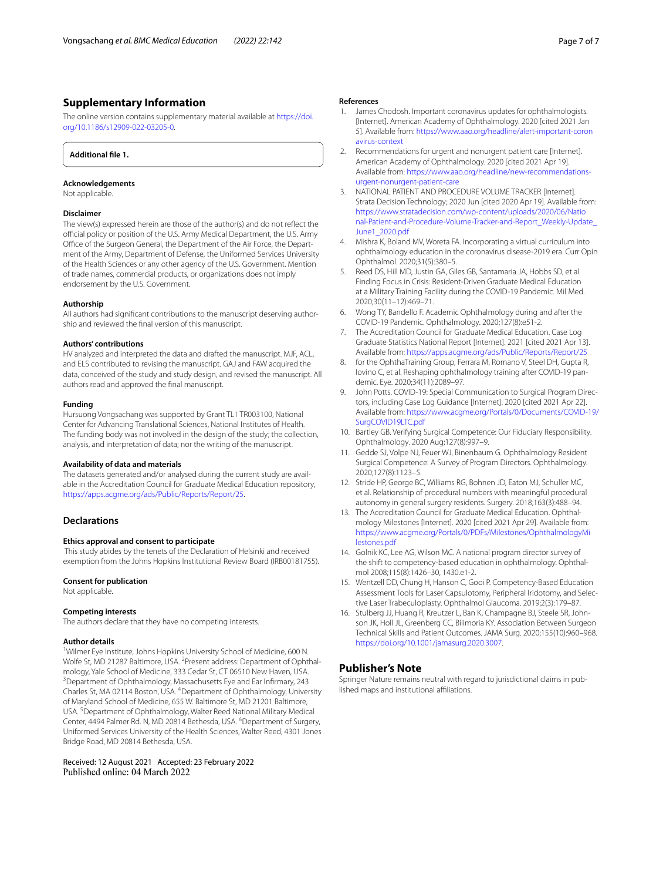## Supplementary Information

The online version contains supplementary material available at https://doi.org/10.1186/s12909-022-03205-0.

**Additional file 1.**

### Acknowledgements

Not applicable.

### Disclaimer

The view(s) expressed herein are those of the author(s) and do not reflect the official policy or position of the U.S. Army Medical Department, the U.S. Army Office of the Surgeon General, the Department of the Air Force, the Department of the Army, Department of Defense, the Uniformed Services University of the Health Sciences or any other agency of the U.S. Government. Mention of trade names, commercial products, or organizations does not imply endorsement by the U.S. Government.

### Authorship

All authors had significant contributions to the manuscript deserving authorship and reviewed the final version of this manuscript.

### Authors' contributions

HV analyzed and interpreted the data and drafted the manuscript. MJF, ACL, and ELS contributed to revising the manuscript. GAJ and FAW acquired the data, conceived of the study and study design, and revised the manuscript. All authors read and approved the final manuscript.

### Funding

Hursuong Vongsachang was supported by Grant TL1 TR003100, National Center for Advancing Translational Sciences, National Institutes of Health. The funding body was not involved in the design of the study; the collection, analysis, and interpretation of data; nor the writing of the manuscript.

### Availability of data and materials

The datasets generated and/or analysed during the current study are available in the Accreditation Council for Graduate Medical Education repository, https://apps.acgme.org/ads/Public/Reports/Report/25.

## Declarations

### Ethics approval and consent to participate

This study abides by the tenets of the Declaration of Helsinki and received exemption from the Johns Hopkins Institutional Review Board (IRB00181755).

### Consent for publication

Not applicable.

### Competing interests

The authors declare that they have no competing interests.

### Author details

[1]Wilmer Eye Institute, Johns Hopkins University School of Medicine, 600 N. Wolfe St, MD 21287 Baltimore, USA. [2]Present address: Department of Ophthalmology, Yale School of Medicine, 333 Cedar St, CT 06510 New Haven, USA. [3]Department of Ophthalmology, Massachusetts Eye and Ear Infirmary, 243 Charles St, MA 02114 Boston, USA. [4]Department of Ophthalmology, University of Maryland School of Medicine, 655 W. Baltimore St, MD 21201 Baltimore, USA. [5]Department of Ophthalmology, Walter Reed National Military Medical Center, 4494 Palmer Rd. N, MD 20814 Bethesda, USA. [6]Department of Surgery, Uniformed Services University of the Health Sciences, Walter Reed, 4301 Jones Bridge Road, MD 20814 Bethesda, USA.

Received: 12 August 2021 Accepted: 23 February 2022
Published online: 04 March 2022

### References

1. James Chodosh. Important coronavirus updates for ophthalmologists. [Internet]. American Academy of Ophthalmology. 2020 [cited 2021 Jan 5]. Available from: https://www.aao.org/headline/alert-important-coronavirus-context
2. Recommendations for urgent and nonurgent patient care [Internet]. American Academy of Ophthalmology. 2020 [cited 2021 Apr 19]. Available from: https://www.aao.org/headline/new-recommendations-urgent-nonurgent-patient-care
3. NATIONAL PATIENT AND PROCEDURE VOLUME TRACKER [Internet]. Strata Decision Technology; 2020 Jun [cited 2020 Apr 19]. Available from: https://www.stratadecision.com/wp-content/uploads/2020/06/National-Patient-and-Procedure-Volume-Tracker-and-Report_Weekly-Update_June1_2020.pdf
4. Mishra K, Boland MV, Woreta FA. Incorporating a virtual curriculum into ophthalmology education in the coronavirus disease-2019 era. Curr Opin Ophthalmol. 2020;31(5):380–5.
5. Reed DS, Hill MD, Justin GA, Giles GB, Santamaria JA, Hobbs SD, et al. Finding Focus in Crisis: Resident-Driven Graduate Medical Education at a Military Training Facility during the COVID-19 Pandemic. Mil Med. 2020;30(11–12):469–71.
6. Wong TY, Bandello F. Academic Ophthalmology during and after the COVID-19 Pandemic. Ophthalmology. 2020;127(8):e51-2.
7. The Accreditation Council for Graduate Medical Education. Case Log Graduate Statistics National Report [Internet]. 2021 [cited 2021 Apr 13]. Available from: https://apps.acgme.org/ads/Public/Reports/Report/25
8. for the OphthaTraining Group, Ferrara M, Romano V, Steel DH, Gupta R, Iovino C, et al. Reshaping ophthalmology training after COVID-19 pandemic. Eye. 2020;34(11):2089–97.
9. John Potts. COVID-19: Special Communication to Surgical Program Directors, including Case Log Guidance [Internet]. 2020 [cited 2021 Apr 22]. Available from: https://www.acgme.org/Portals/0/Documents/COVID-19/SurgCOVID19LTC.pdf
10. Bartley GB. Verifying Surgical Competence: Our Fiduciary Responsibility. Ophthalmology. 2020 Aug;127(8):997–9.
11. Gedde SJ, Volpe NJ, Feuer WJ, Binenbaum G. Ophthalmology Resident Surgical Competence: A Survey of Program Directors. Ophthalmology. 2020;127(8):1123–5.
12. Stride HP, George BC, Williams RG, Bohnen JD, Eaton MJ, Schuller MC, et al. Relationship of procedural numbers with meaningful procedural autonomy in general surgery residents. Surgery. 2018;163(3):488–94.
13. The Accreditation Council for Graduate Medical Education. Ophthalmology Milestones [Internet]. 2020 [cited 2021 Apr 29]. Available from: https://www.acgme.org/Portals/0/PDFs/Milestones/OphthalmologyMilestones.pdf
14. Golnik KC, Lee AG, Wilson MC. A national program director survey of the shift to competency-based education in ophthalmology. Ophthalmol 2008;115(8):1426–30, 1430.e1-2.
15. Wentzell DD, Chung H, Hanson C, Gooi P. Competency-Based Education Assessment Tools for Laser Capsulotomy, Peripheral Iridotomy, and Selective Laser Trabeculoplasty. Ophthalmol Glaucoma. 2019;2(3):179–87.
16. Stulberg JJ, Huang R, Kreutzer L, Ban K, Champagne BJ, Steele SR, Johnson JK, Holl JL, Greenberg CC, Bilimoria KY. Association Between Surgeon Technical Skills and Patient Outcomes. JAMA Surg. 2020;155(10):960–968. https://doi.org/10.1001/jamasurg.2020.3007.

## Publisher's Note

Springer Nature remains neutral with regard to jurisdictional claims in published maps and institutional affiliations.